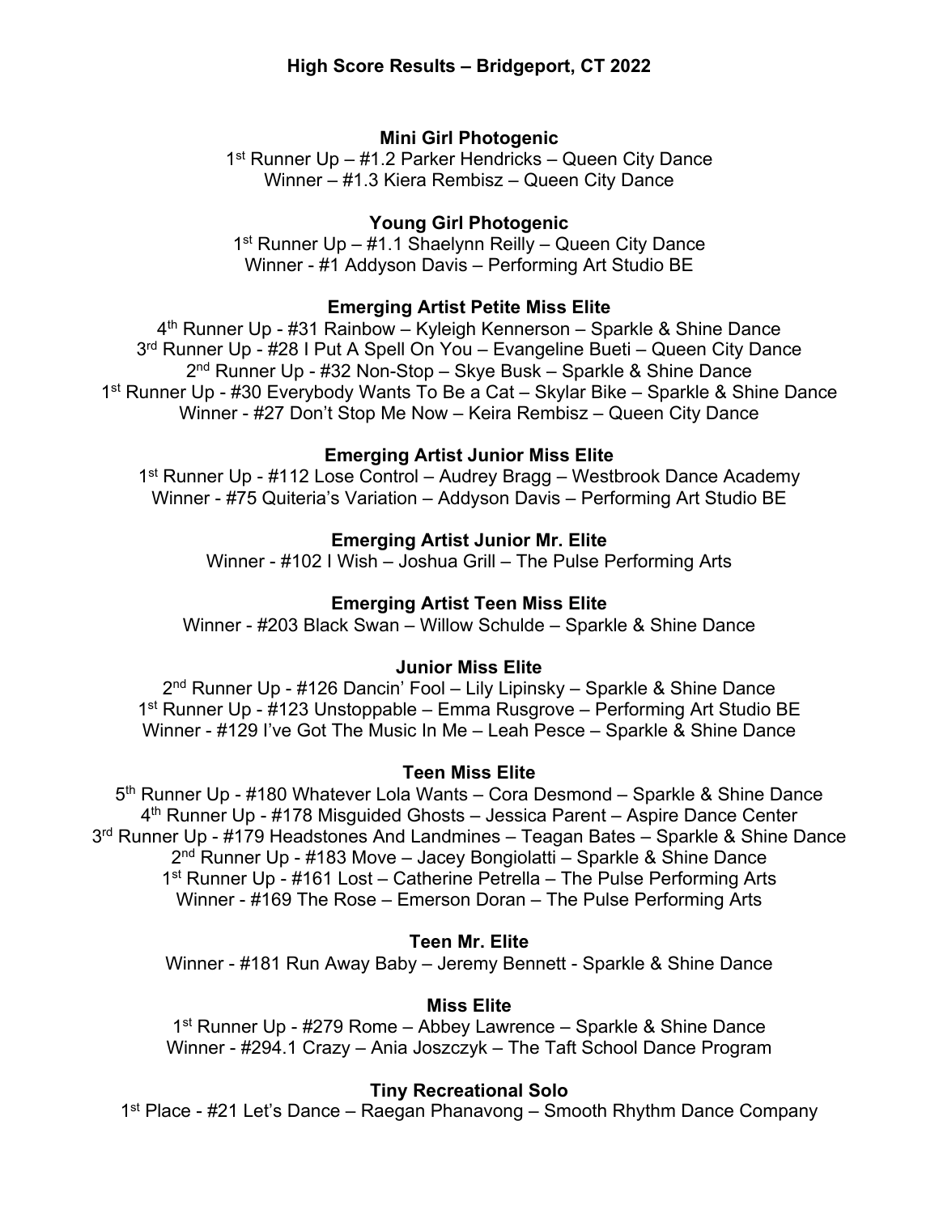# High Score Results – Bridgeport, CT 2022

### Mini Girl Photogenic

1st Runner Up – #1.2 Parker Hendricks – Queen City Dance
Winner – #1.3 Kiera Rembisz – Queen City Dance

### Young Girl Photogenic

1st Runner Up – #1.1 Shaelynn Reilly – Queen City Dance
Winner - #1 Addyson Davis – Performing Art Studio BE

### Emerging Artist Petite Miss Elite

4th Runner Up - #31 Rainbow – Kyleigh Kennerson – Sparkle & Shine Dance
3rd Runner Up - #28 I Put A Spell On You – Evangeline Bueti – Queen City Dance
2nd Runner Up - #32 Non-Stop – Skye Busk – Sparkle & Shine Dance
1st Runner Up - #30 Everybody Wants To Be a Cat – Skylar Bike – Sparkle & Shine Dance
Winner - #27 Don't Stop Me Now – Keira Rembisz – Queen City Dance

### Emerging Artist Junior Miss Elite

1st Runner Up - #112 Lose Control – Audrey Bragg – Westbrook Dance Academy
Winner - #75 Quiteria's Variation – Addyson Davis – Performing Art Studio BE

### Emerging Artist Junior Mr. Elite

Winner - #102 I Wish – Joshua Grill – The Pulse Performing Arts

### Emerging Artist Teen Miss Elite

Winner - #203 Black Swan – Willow Schulde – Sparkle & Shine Dance

### Junior Miss Elite

2nd Runner Up - #126 Dancin' Fool – Lily Lipinsky – Sparkle & Shine Dance
1st Runner Up - #123 Unstoppable – Emma Rusgrove – Performing Art Studio BE
Winner - #129 I've Got The Music In Me – Leah Pesce – Sparkle & Shine Dance

### Teen Miss Elite

5th Runner Up - #180 Whatever Lola Wants – Cora Desmond – Sparkle & Shine Dance
4th Runner Up - #178 Misguided Ghosts – Jessica Parent – Aspire Dance Center
3rd Runner Up - #179 Headstones And Landmines – Teagan Bates – Sparkle & Shine Dance
2nd Runner Up - #183 Move – Jacey Bongiolatti – Sparkle & Shine Dance
1st Runner Up - #161 Lost – Catherine Petrella – The Pulse Performing Arts
Winner - #169 The Rose – Emerson Doran – The Pulse Performing Arts

### Teen Mr. Elite

Winner - #181 Run Away Baby – Jeremy Bennett - Sparkle & Shine Dance

### Miss Elite

1st Runner Up - #279 Rome – Abbey Lawrence – Sparkle & Shine Dance
Winner - #294.1 Crazy – Ania Joszczyk – The Taft School Dance Program

### Tiny Recreational Solo

1st Place - #21 Let's Dance – Raegan Phanavong – Smooth Rhythm Dance Company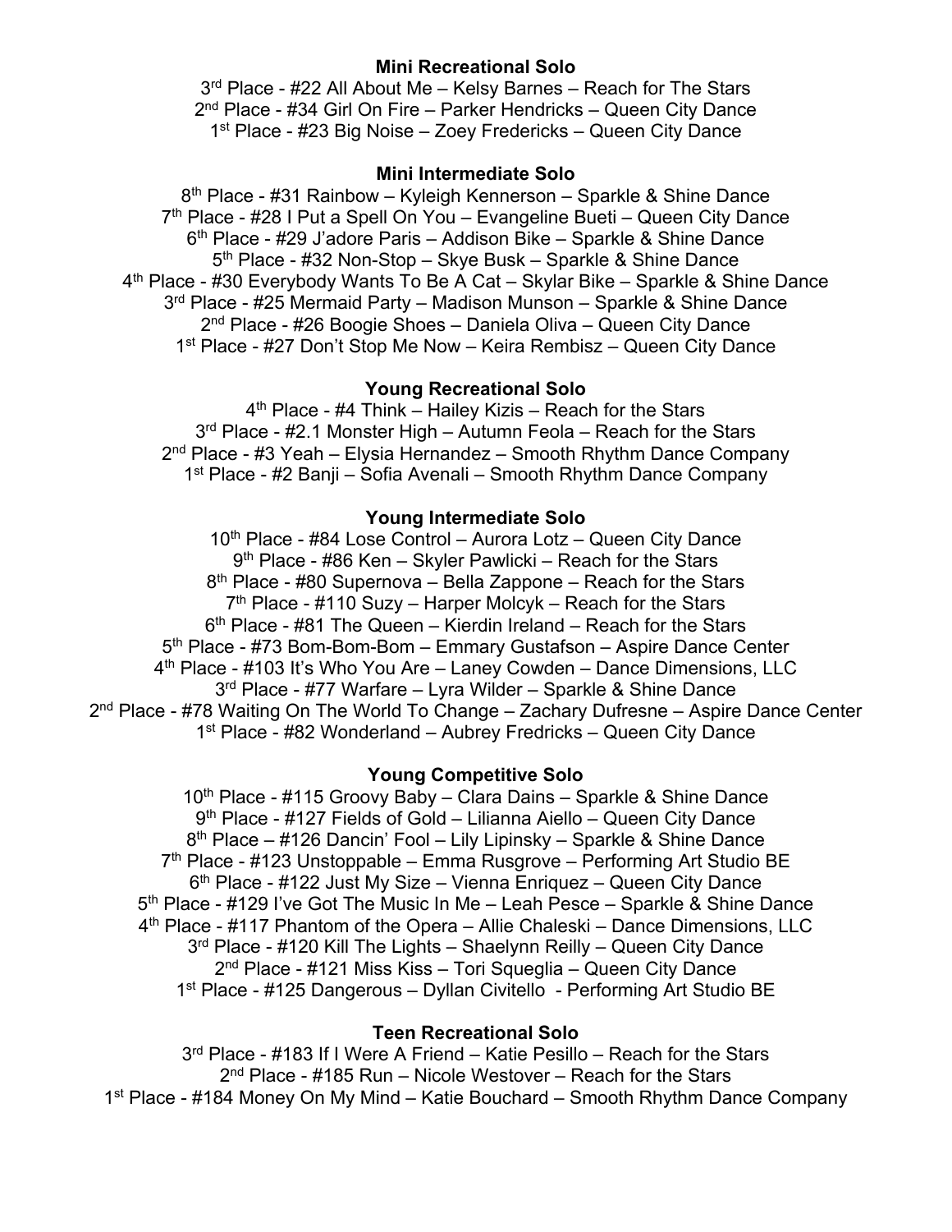**Mini Recreational Solo**

3rd Place - #22 All About Me – Kelsy Barnes – Reach for The Stars
2nd Place - #34 Girl On Fire – Parker Hendricks – Queen City Dance
1st Place - #23 Big Noise – Zoey Fredericks – Queen City Dance

**Mini Intermediate Solo**

8th Place - #31 Rainbow – Kyleigh Kennerson – Sparkle & Shine Dance
7th Place - #28 I Put a Spell On You – Evangeline Bueti – Queen City Dance
6th Place - #29 J'adore Paris – Addison Bike – Sparkle & Shine Dance
5th Place - #32 Non-Stop – Skye Busk – Sparkle & Shine Dance
4th Place - #30 Everybody Wants To Be A Cat – Skylar Bike – Sparkle & Shine Dance
3rd Place - #25 Mermaid Party – Madison Munson – Sparkle & Shine Dance
2nd Place - #26 Boogie Shoes – Daniela Oliva – Queen City Dance
1st Place - #27 Don't Stop Me Now – Keira Rembisz – Queen City Dance

**Young Recreational Solo**

4th Place - #4 Think – Hailey Kizis – Reach for the Stars
3rd Place - #2.1 Monster High – Autumn Feola – Reach for the Stars
2nd Place - #3 Yeah – Elysia Hernandez – Smooth Rhythm Dance Company
1st Place - #2 Banji – Sofia Avenali – Smooth Rhythm Dance Company

**Young Intermediate Solo**

10th Place - #84 Lose Control – Aurora Lotz – Queen City Dance
9th Place - #86 Ken – Skyler Pawlicki – Reach for the Stars
8th Place - #80 Supernova – Bella Zappone – Reach for the Stars
7th Place - #110 Suzy – Harper Molcyk – Reach for the Stars
6th Place - #81 The Queen – Kierdin Ireland – Reach for the Stars
5th Place - #73 Bom-Bom-Bom – Emmary Gustafson – Aspire Dance Center
4th Place - #103 It's Who You Are – Laney Cowden – Dance Dimensions, LLC
3rd Place - #77 Warfare – Lyra Wilder – Sparkle & Shine Dance
2nd Place - #78 Waiting On The World To Change – Zachary Dufresne – Aspire Dance Center
1st Place - #82 Wonderland – Aubrey Fredricks – Queen City Dance

**Young Competitive Solo**

10th Place - #115 Groovy Baby – Clara Dains – Sparkle & Shine Dance
9th Place - #127 Fields of Gold – Lilianna Aiello – Queen City Dance
8th Place – #126 Dancin' Fool – Lily Lipinsky – Sparkle & Shine Dance
7th Place - #123 Unstoppable – Emma Rusgrove – Performing Art Studio BE
6th Place - #122 Just My Size – Vienna Enriquez – Queen City Dance
5th Place - #129 I've Got The Music In Me – Leah Pesce – Sparkle & Shine Dance
4th Place - #117 Phantom of the Opera – Allie Chaleski – Dance Dimensions, LLC
3rd Place - #120 Kill The Lights – Shaelynn Reilly – Queen City Dance
2nd Place - #121 Miss Kiss – Tori Squeglia – Queen City Dance
1st Place - #125 Dangerous – Dyllan Civitello - Performing Art Studio BE

**Teen Recreational Solo**

3rd Place - #183 If I Were A Friend – Katie Pesillo – Reach for the Stars
2nd Place - #185 Run – Nicole Westover – Reach for the Stars
1st Place - #184 Money On My Mind – Katie Bouchard – Smooth Rhythm Dance Company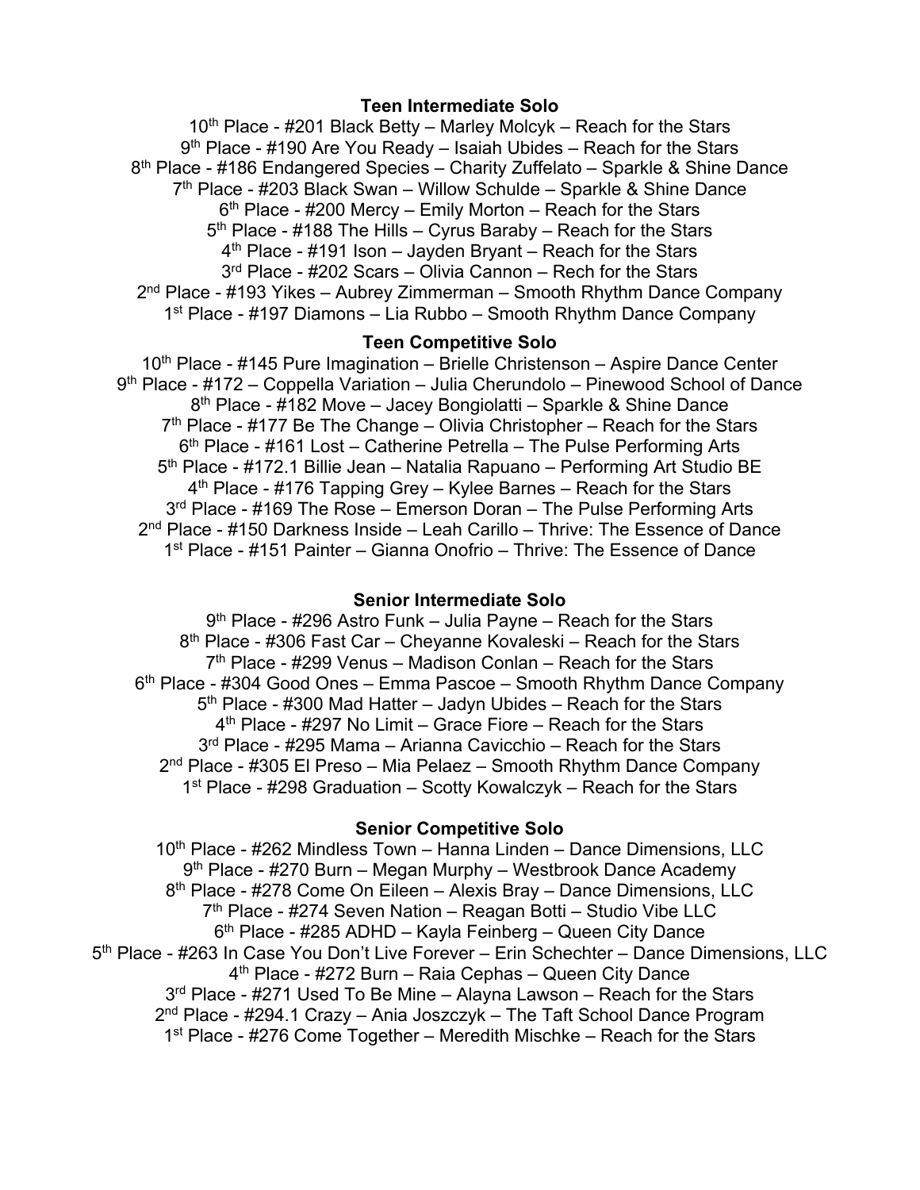**Teen Intermediate Solo**

10th Place - #201 Black Betty – Marley Molcyk – Reach for the Stars
9th Place - #190 Are You Ready – Isaiah Ubides – Reach for the Stars
8th Place - #186 Endangered Species – Charity Zuffelato – Sparkle & Shine Dance
7th Place - #203 Black Swan – Willow Schulde – Sparkle & Shine Dance
6th Place - #200 Mercy – Emily Morton – Reach for the Stars
5th Place - #188 The Hills – Cyrus Baraby – Reach for the Stars
4th Place - #191 Ison – Jayden Bryant – Reach for the Stars
3rd Place - #202 Scars – Olivia Cannon – Rech for the Stars
2nd Place - #193 Yikes – Aubrey Zimmerman – Smooth Rhythm Dance Company
1st Place - #197 Diamons – Lia Rubbo – Smooth Rhythm Dance Company

**Teen Competitive Solo**

10th Place - #145 Pure Imagination – Brielle Christenson – Aspire Dance Center
9th Place - #172 – Coppella Variation – Julia Cherundolo – Pinewood School of Dance
8th Place - #182 Move – Jacey Bongiolatti – Sparkle & Shine Dance
7th Place - #177 Be The Change – Olivia Christopher – Reach for the Stars
6th Place - #161 Lost – Catherine Petrella – The Pulse Performing Arts
5th Place - #172.1 Billie Jean – Natalia Rapuano – Performing Art Studio BE
4th Place - #176 Tapping Grey – Kylee Barnes – Reach for the Stars
3rd Place - #169 The Rose – Emerson Doran – The Pulse Performing Arts
2nd Place - #150 Darkness Inside – Leah Carillo – Thrive: The Essence of Dance
1st Place - #151 Painter – Gianna Onofrio – Thrive: The Essence of Dance

**Senior Intermediate Solo**

9th Place - #296 Astro Funk – Julia Payne – Reach for the Stars
8th Place - #306 Fast Car – Cheyanne Kovaleski – Reach for the Stars
7th Place - #299 Venus – Madison Conlan – Reach for the Stars
6th Place - #304 Good Ones – Emma Pascoe – Smooth Rhythm Dance Company
5th Place - #300 Mad Hatter – Jadyn Ubides – Reach for the Stars
4th Place - #297 No Limit – Grace Fiore – Reach for the Stars
3rd Place - #295 Mama – Arianna Cavicchio – Reach for the Stars
2nd Place - #305 El Preso – Mia Pelaez – Smooth Rhythm Dance Company
1st Place - #298 Graduation – Scotty Kowalczyk – Reach for the Stars

**Senior Competitive Solo**

10th Place - #262 Mindless Town – Hanna Linden – Dance Dimensions, LLC
9th Place - #270 Burn – Megan Murphy – Westbrook Dance Academy
8th Place - #278 Come On Eileen – Alexis Bray – Dance Dimensions, LLC
7th Place - #274 Seven Nation – Reagan Botti – Studio Vibe LLC
6th Place - #285 ADHD – Kayla Feinberg – Queen City Dance
5th Place - #263 In Case You Don't Live Forever – Erin Schechter – Dance Dimensions, LLC
4th Place - #272 Burn – Raia Cephas – Queen City Dance
3rd Place - #271 Used To Be Mine – Alayna Lawson – Reach for the Stars
2nd Place - #294.1 Crazy – Ania Joszczyk – The Taft School Dance Program
1st Place - #276 Come Together – Meredith Mischke – Reach for the Stars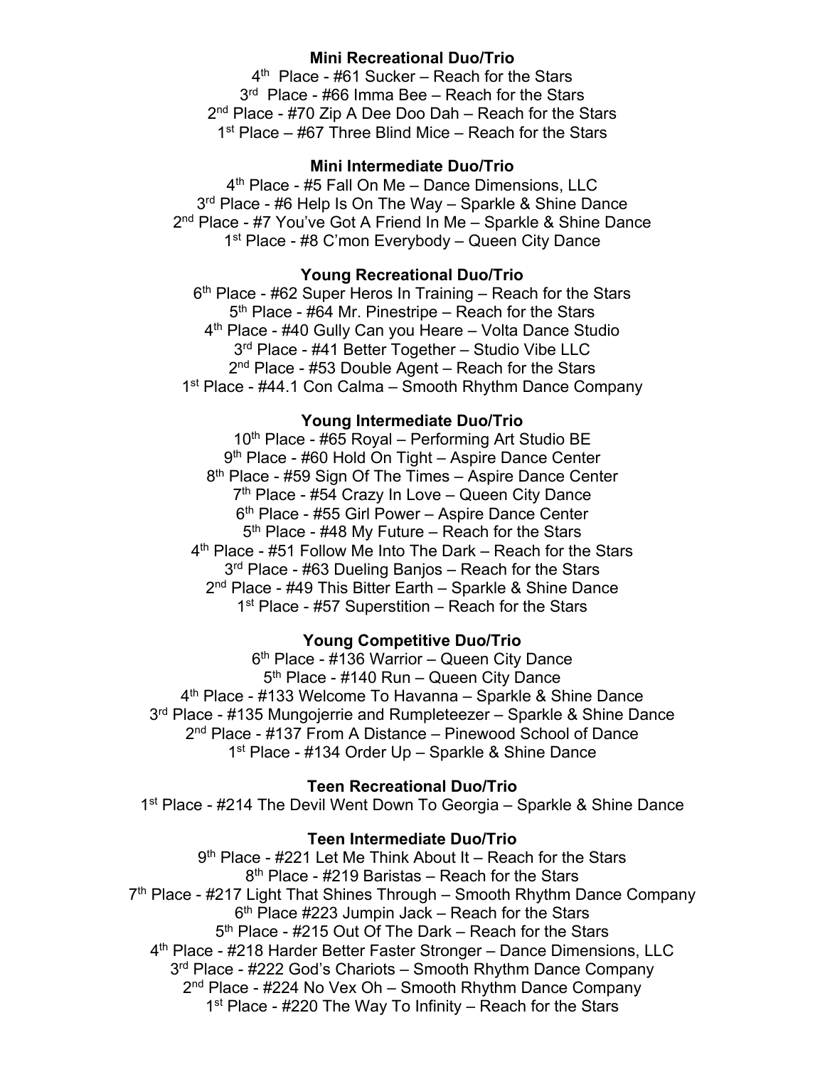**Mini Recreational Duo/Trio**

4th Place - #61 Sucker – Reach for the Stars
3rd Place - #66 Imma Bee – Reach for the Stars
2nd Place - #70 Zip A Dee Doo Dah – Reach for the Stars
1st Place – #67 Three Blind Mice – Reach for the Stars

**Mini Intermediate Duo/Trio**

4th Place - #5 Fall On Me – Dance Dimensions, LLC
3rd Place - #6 Help Is On The Way – Sparkle & Shine Dance
2nd Place - #7 You've Got A Friend In Me – Sparkle & Shine Dance
1st Place - #8 C'mon Everybody – Queen City Dance

**Young Recreational Duo/Trio**

6th Place - #62 Super Heros In Training – Reach for the Stars
5th Place - #64 Mr. Pinestripe – Reach for the Stars
4th Place - #40 Gully Can you Heare – Volta Dance Studio
3rd Place - #41 Better Together – Studio Vibe LLC
2nd Place - #53 Double Agent – Reach for the Stars
1st Place - #44.1 Con Calma – Smooth Rhythm Dance Company

**Young Intermediate Duo/Trio**

10th Place - #65 Royal – Performing Art Studio BE
9th Place - #60 Hold On Tight – Aspire Dance Center
8th Place - #59 Sign Of The Times – Aspire Dance Center
7th Place - #54 Crazy In Love – Queen City Dance
6th Place - #55 Girl Power – Aspire Dance Center
5th Place - #48 My Future – Reach for the Stars
4th Place - #51 Follow Me Into The Dark – Reach for the Stars
3rd Place - #63 Dueling Banjos – Reach for the Stars
2nd Place - #49 This Bitter Earth – Sparkle & Shine Dance
1st Place - #57 Superstition – Reach for the Stars

**Young Competitive Duo/Trio**

6th Place - #136 Warrior – Queen City Dance
5th Place - #140 Run – Queen City Dance
4th Place - #133 Welcome To Havanna – Sparkle & Shine Dance
3rd Place - #135 Mungojerrie and Rumpleteezer – Sparkle & Shine Dance
2nd Place - #137 From A Distance – Pinewood School of Dance
1st Place - #134 Order Up – Sparkle & Shine Dance

**Teen Recreational Duo/Trio**

1st Place - #214 The Devil Went Down To Georgia – Sparkle & Shine Dance

**Teen Intermediate Duo/Trio**

9th Place - #221 Let Me Think About It – Reach for the Stars
8th Place - #219 Baristas – Reach for the Stars
7th Place - #217 Light That Shines Through – Smooth Rhythm Dance Company
6th Place #223 Jumpin Jack – Reach for the Stars
5th Place - #215 Out Of The Dark – Reach for the Stars
4th Place - #218 Harder Better Faster Stronger – Dance Dimensions, LLC
3rd Place - #222 God's Chariots – Smooth Rhythm Dance Company
2nd Place - #224 No Vex Oh – Smooth Rhythm Dance Company
1st Place - #220 The Way To Infinity – Reach for the Stars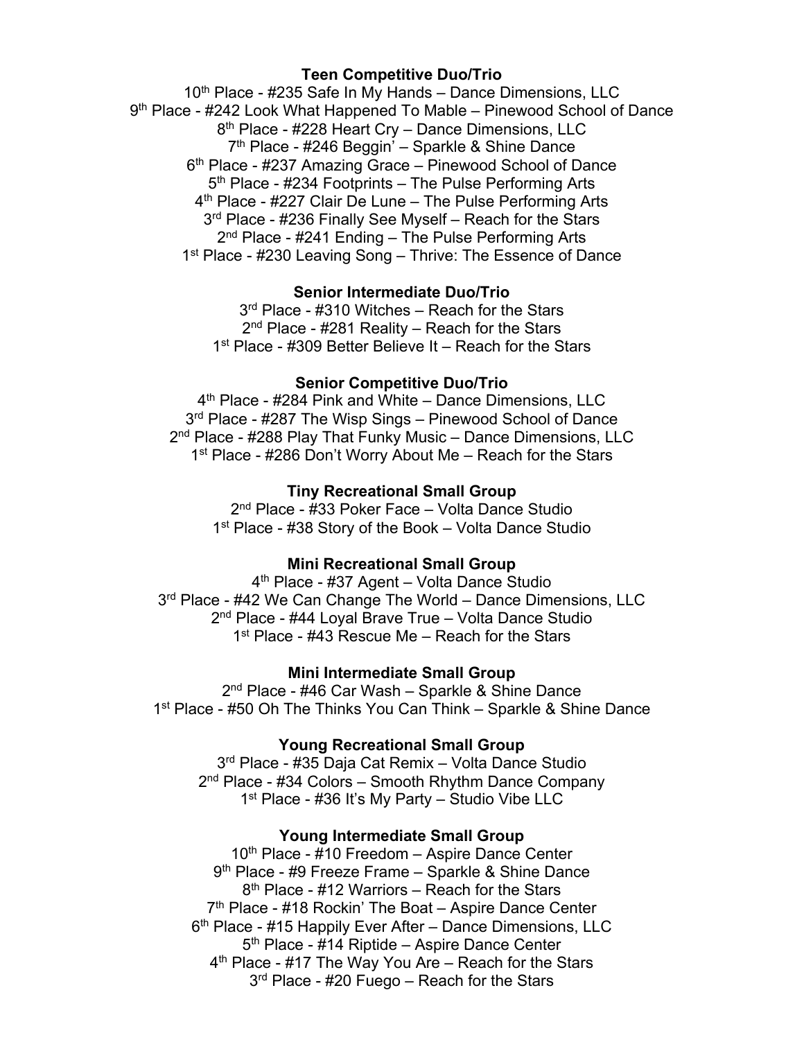**Teen Competitive Duo/Trio**

10th Place - #235 Safe In My Hands – Dance Dimensions, LLC
9th Place - #242 Look What Happened To Mable – Pinewood School of Dance
8th Place - #228 Heart Cry – Dance Dimensions, LLC
7th Place - #246 Beggin' – Sparkle & Shine Dance
6th Place - #237 Amazing Grace – Pinewood School of Dance
5th Place - #234 Footprints – The Pulse Performing Arts
4th Place - #227 Clair De Lune – The Pulse Performing Arts
3rd Place - #236 Finally See Myself – Reach for the Stars
2nd Place - #241 Ending – The Pulse Performing Arts
1st Place - #230 Leaving Song – Thrive: The Essence of Dance

**Senior Intermediate Duo/Trio**

3rd Place - #310 Witches – Reach for the Stars
2nd Place - #281 Reality – Reach for the Stars
1st Place - #309 Better Believe It – Reach for the Stars

**Senior Competitive Duo/Trio**

4th Place - #284 Pink and White – Dance Dimensions, LLC
3rd Place - #287 The Wisp Sings – Pinewood School of Dance
2nd Place - #288 Play That Funky Music – Dance Dimensions, LLC
1st Place - #286 Don't Worry About Me – Reach for the Stars

**Tiny Recreational Small Group**

2nd Place - #33 Poker Face – Volta Dance Studio
1st Place - #38 Story of the Book – Volta Dance Studio

**Mini Recreational Small Group**

4th Place - #37 Agent – Volta Dance Studio
3rd Place - #42 We Can Change The World – Dance Dimensions, LLC
2nd Place - #44 Loyal Brave True – Volta Dance Studio
1st Place - #43 Rescue Me – Reach for the Stars

**Mini Intermediate Small Group**

2nd Place - #46 Car Wash – Sparkle & Shine Dance
1st Place - #50 Oh The Thinks You Can Think – Sparkle & Shine Dance

**Young Recreational Small Group**

3rd Place - #35 Daja Cat Remix – Volta Dance Studio
2nd Place - #34 Colors – Smooth Rhythm Dance Company
1st Place - #36 It's My Party – Studio Vibe LLC

**Young Intermediate Small Group**

10th Place - #10 Freedom – Aspire Dance Center
9th Place - #9 Freeze Frame – Sparkle & Shine Dance
8th Place - #12 Warriors – Reach for the Stars
7th Place - #18 Rockin' The Boat – Aspire Dance Center
6th Place - #15 Happily Ever After – Dance Dimensions, LLC
5th Place - #14 Riptide – Aspire Dance Center
4th Place - #17 The Way You Are – Reach for the Stars
3rd Place - #20 Fuego – Reach for the Stars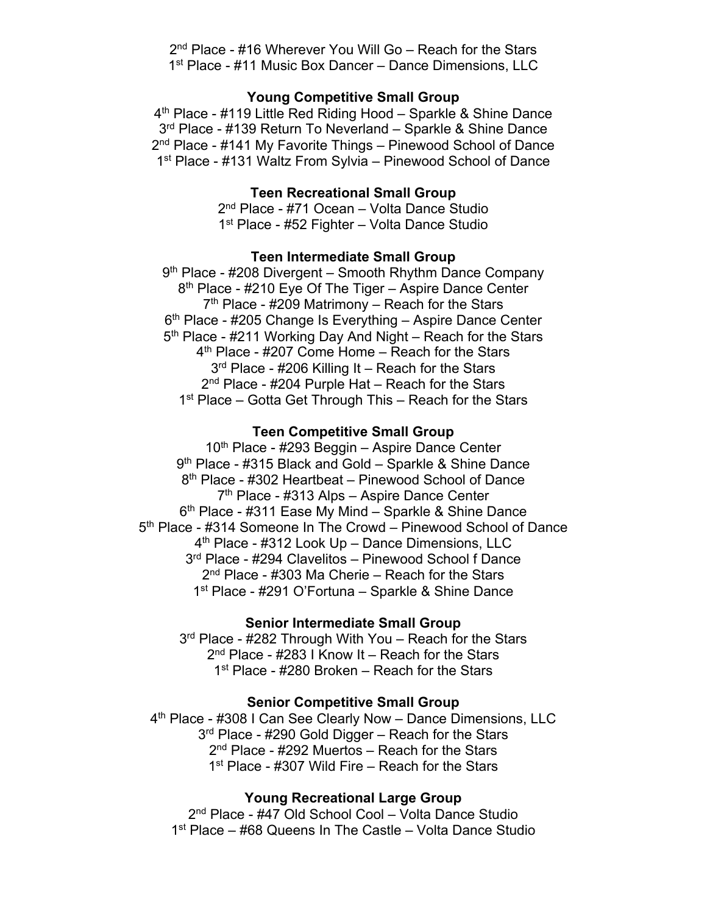2nd Place - #16 Wherever You Will Go – Reach for the Stars
1st Place - #11 Music Box Dancer – Dance Dimensions, LLC

**Young Competitive Small Group**

4th Place - #119 Little Red Riding Hood – Sparkle & Shine Dance
3rd Place - #139 Return To Neverland – Sparkle & Shine Dance
2nd Place - #141 My Favorite Things – Pinewood School of Dance
1st Place - #131 Waltz From Sylvia – Pinewood School of Dance

**Teen Recreational Small Group**

2nd Place - #71 Ocean – Volta Dance Studio
1st Place - #52 Fighter – Volta Dance Studio

**Teen Intermediate Small Group**

9th Place - #208 Divergent – Smooth Rhythm Dance Company
8th Place - #210 Eye Of The Tiger – Aspire Dance Center
7th Place - #209 Matrimony – Reach for the Stars
6th Place - #205 Change Is Everything – Aspire Dance Center
5th Place - #211 Working Day And Night – Reach for the Stars
4th Place - #207 Come Home – Reach for the Stars
3rd Place - #206 Killing It – Reach for the Stars
2nd Place - #204 Purple Hat – Reach for the Stars
1st Place – Gotta Get Through This – Reach for the Stars

**Teen Competitive Small Group**

10th Place - #293 Beggin – Aspire Dance Center
9th Place - #315 Black and Gold – Sparkle & Shine Dance
8th Place - #302 Heartbeat – Pinewood School of Dance
7th Place - #313 Alps – Aspire Dance Center
6th Place - #311 Ease My Mind – Sparkle & Shine Dance
5th Place - #314 Someone In The Crowd – Pinewood School of Dance
4th Place - #312 Look Up – Dance Dimensions, LLC
3rd Place - #294 Clavelitos – Pinewood School f Dance
2nd Place - #303 Ma Cherie – Reach for the Stars
1st Place - #291 O'Fortuna – Sparkle & Shine Dance

**Senior Intermediate Small Group**

3rd Place - #282 Through With You – Reach for the Stars
2nd Place - #283 I Know It – Reach for the Stars
1st Place - #280 Broken – Reach for the Stars

**Senior Competitive Small Group**

4th Place - #308 I Can See Clearly Now – Dance Dimensions, LLC
3rd Place - #290 Gold Digger – Reach for the Stars
2nd Place - #292 Muertos – Reach for the Stars
1st Place - #307 Wild Fire – Reach for the Stars

**Young Recreational Large Group**

2nd Place - #47 Old School Cool – Volta Dance Studio
1st Place – #68 Queens In The Castle – Volta Dance Studio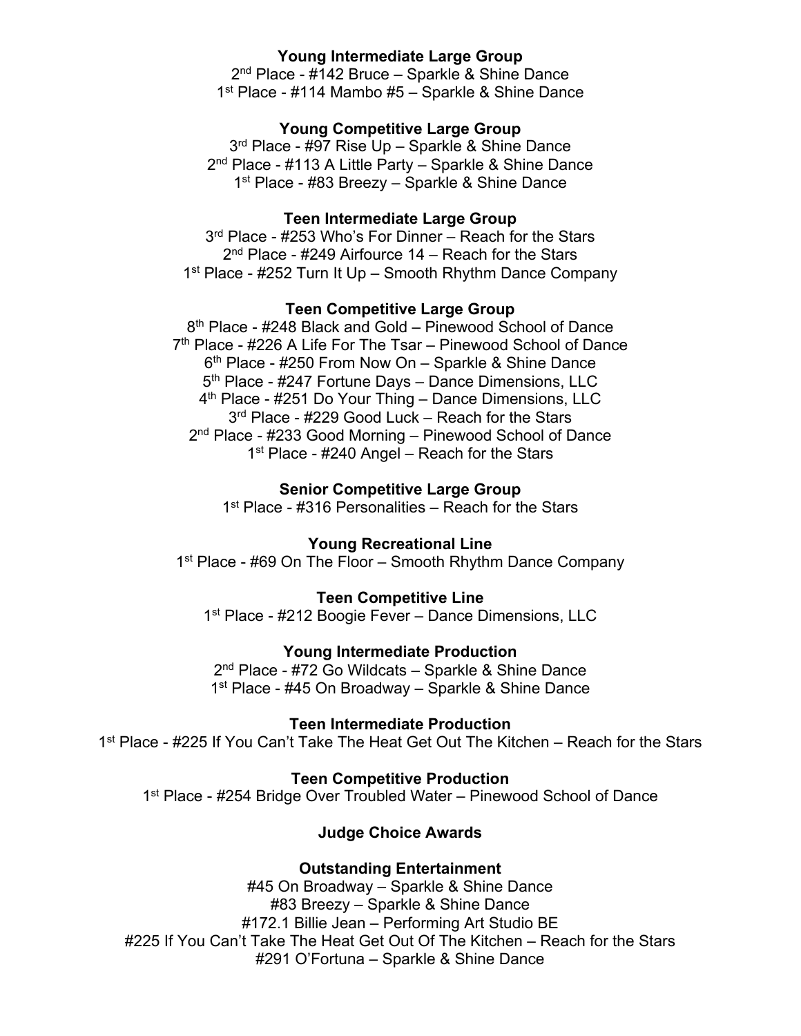**Young Intermediate Large Group**

2nd Place - #142 Bruce – Sparkle & Shine Dance
1st Place - #114 Mambo #5 – Sparkle & Shine Dance

**Young Competitive Large Group**

3rd Place - #97 Rise Up – Sparkle & Shine Dance
2nd Place - #113 A Little Party – Sparkle & Shine Dance
1st Place - #83 Breezy – Sparkle & Shine Dance

**Teen Intermediate Large Group**

3rd Place - #253 Who's For Dinner – Reach for the Stars
2nd Place - #249 Airfource 14 – Reach for the Stars
1st Place - #252 Turn It Up – Smooth Rhythm Dance Company

**Teen Competitive Large Group**

8th Place - #248 Black and Gold – Pinewood School of Dance
7th Place - #226 A Life For The Tsar – Pinewood School of Dance
6th Place - #250 From Now On – Sparkle & Shine Dance
5th Place - #247 Fortune Days – Dance Dimensions, LLC
4th Place - #251 Do Your Thing – Dance Dimensions, LLC
3rd Place - #229 Good Luck – Reach for the Stars
2nd Place - #233 Good Morning – Pinewood School of Dance
1st Place - #240 Angel – Reach for the Stars

**Senior Competitive Large Group**

1st Place - #316 Personalities – Reach for the Stars

**Young Recreational Line**

1st Place - #69 On The Floor – Smooth Rhythm Dance Company

**Teen Competitive Line**

1st Place - #212 Boogie Fever – Dance Dimensions, LLC

**Young Intermediate Production**

2nd Place - #72 Go Wildcats – Sparkle & Shine Dance
1st Place - #45 On Broadway – Sparkle & Shine Dance

**Teen Intermediate Production**

1st Place - #225 If You Can't Take The Heat Get Out The Kitchen – Reach for the Stars

**Teen Competitive Production**

1st Place - #254 Bridge Over Troubled Water – Pinewood School of Dance

**Judge Choice Awards**

**Outstanding Entertainment**

#45 On Broadway – Sparkle & Shine Dance
#83 Breezy – Sparkle & Shine Dance
#172.1 Billie Jean – Performing Art Studio BE
#225 If You Can't Take The Heat Get Out Of The Kitchen – Reach for the Stars
#291 O'Fortuna – Sparkle & Shine Dance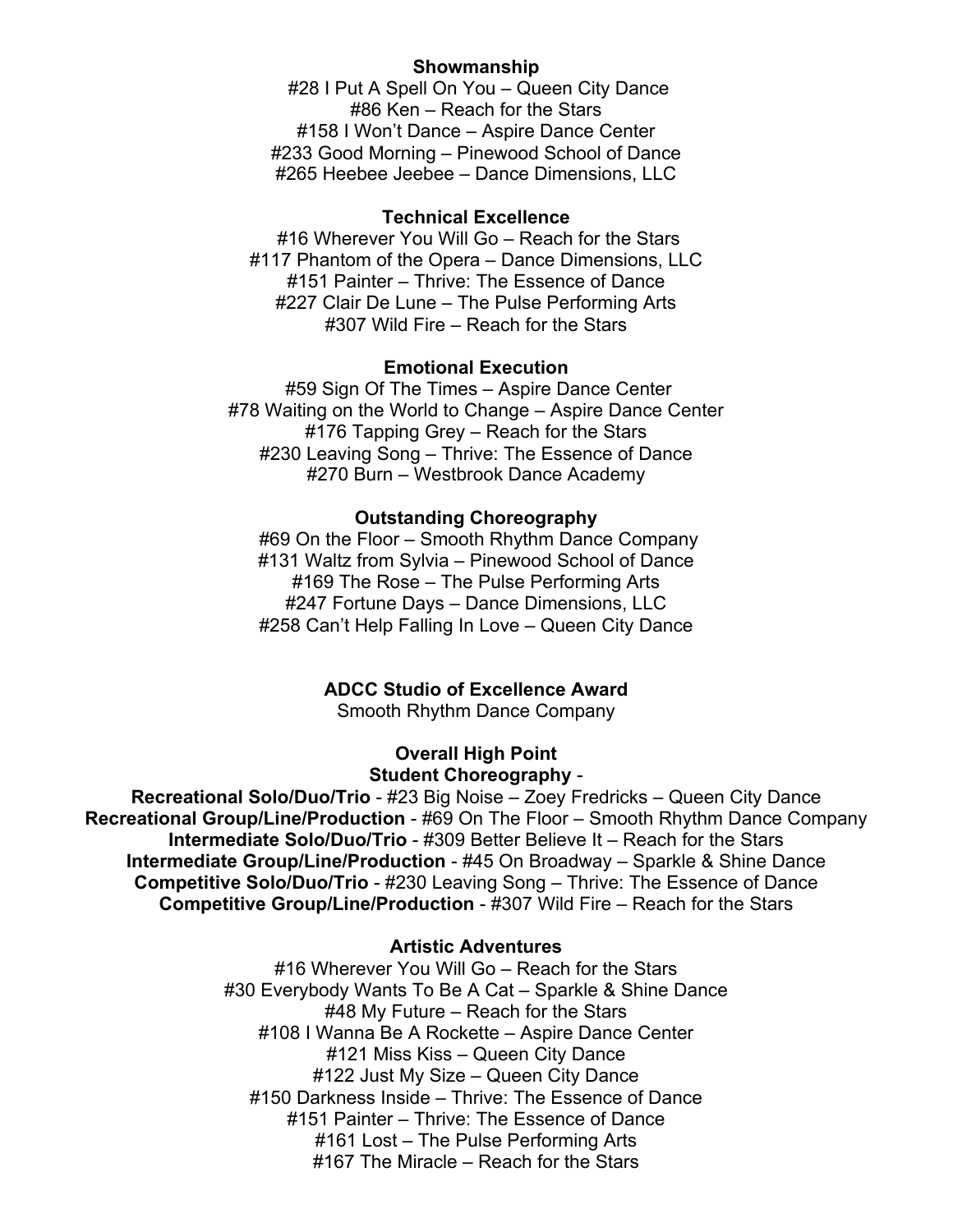**Showmanship**

#28 I Put A Spell On You – Queen City Dance
#86 Ken – Reach for the Stars
#158 I Won't Dance – Aspire Dance Center
#233 Good Morning – Pinewood School of Dance
#265 Heebee Jeebee – Dance Dimensions, LLC

**Technical Excellence**

#16 Wherever You Will Go – Reach for the Stars
#117 Phantom of the Opera – Dance Dimensions, LLC
#151 Painter – Thrive: The Essence of Dance
#227 Clair De Lune – The Pulse Performing Arts
#307 Wild Fire – Reach for the Stars

**Emotional Execution**

#59 Sign Of The Times – Aspire Dance Center
#78 Waiting on the World to Change – Aspire Dance Center
#176 Tapping Grey – Reach for the Stars
#230 Leaving Song – Thrive: The Essence of Dance
#270 Burn – Westbrook Dance Academy

**Outstanding Choreography**

#69 On the Floor – Smooth Rhythm Dance Company
#131 Waltz from Sylvia – Pinewood School of Dance
#169 The Rose – The Pulse Performing Arts
#247 Fortune Days – Dance Dimensions, LLC
#258 Can't Help Falling In Love – Queen City Dance

**ADCC Studio of Excellence Award**

Smooth Rhythm Dance Company

**Overall High Point**

**Student Choreography** -

**Recreational Solo/Duo/Trio** - #23 Big Noise – Zoey Fredricks – Queen City Dance
**Recreational Group/Line/Production** - #69 On The Floor – Smooth Rhythm Dance Company
**Intermediate Solo/Duo/Trio** - #309 Better Believe It – Reach for the Stars
**Intermediate Group/Line/Production** - #45 On Broadway – Sparkle & Shine Dance
**Competitive Solo/Duo/Trio** - #230 Leaving Song – Thrive: The Essence of Dance
**Competitive Group/Line/Production** - #307 Wild Fire – Reach for the Stars

**Artistic Adventures**

#16 Wherever You Will Go – Reach for the Stars
#30 Everybody Wants To Be A Cat – Sparkle & Shine Dance
#48 My Future – Reach for the Stars
#108 I Wanna Be A Rockette – Aspire Dance Center
#121 Miss Kiss – Queen City Dance
#122 Just My Size – Queen City Dance
#150 Darkness Inside – Thrive: The Essence of Dance
#151 Painter – Thrive: The Essence of Dance
#161 Lost – The Pulse Performing Arts
#167 The Miracle – Reach for the Stars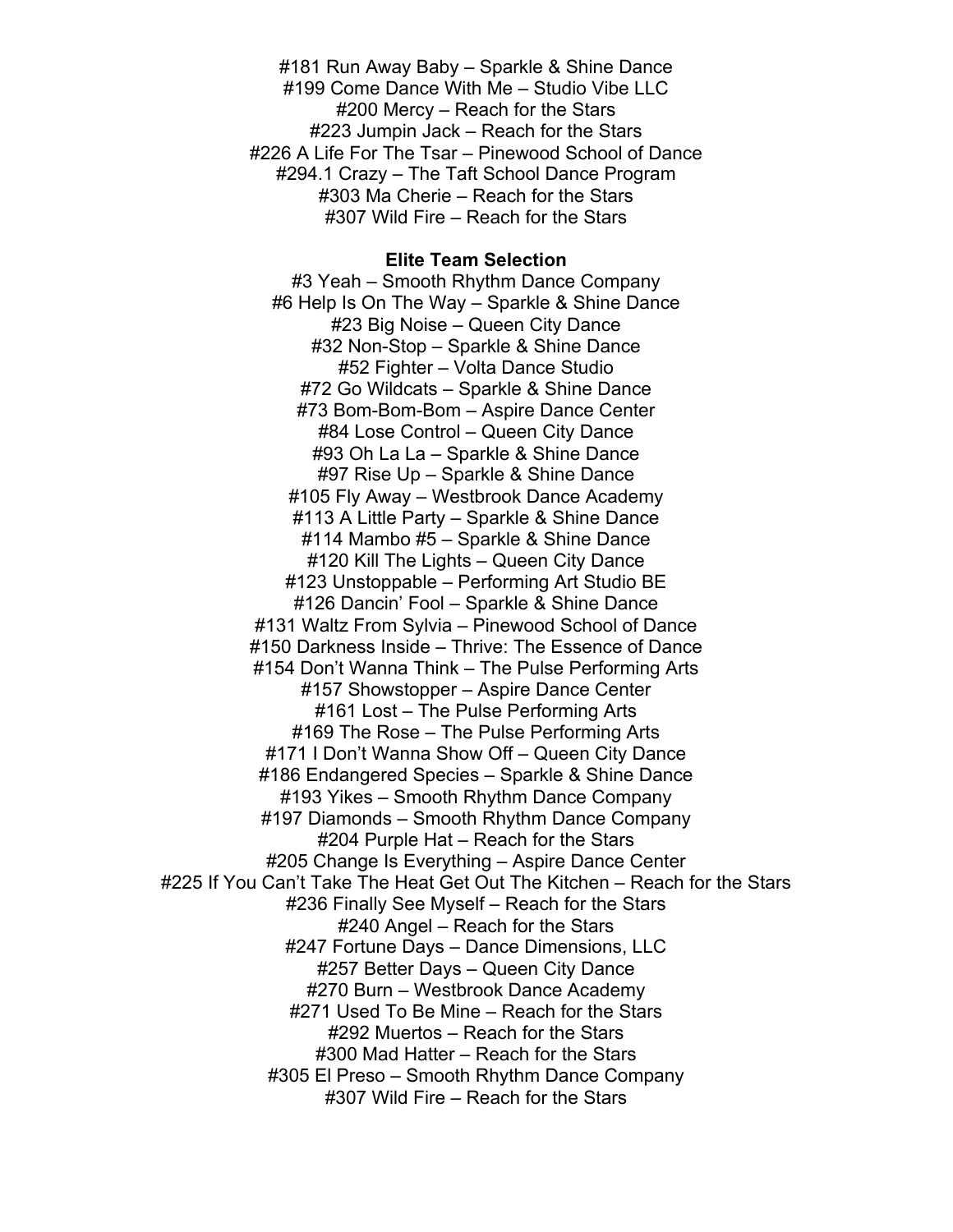#181 Run Away Baby – Sparkle & Shine Dance
#199 Come Dance With Me – Studio Vibe LLC
#200 Mercy – Reach for the Stars
#223 Jumpin Jack – Reach for the Stars
#226 A Life For The Tsar – Pinewood School of Dance
#294.1 Crazy – The Taft School Dance Program
#303 Ma Cherie – Reach for the Stars
#307 Wild Fire – Reach for the Stars

**Elite Team Selection**

#3 Yeah – Smooth Rhythm Dance Company
#6 Help Is On The Way – Sparkle & Shine Dance
#23 Big Noise – Queen City Dance
#32 Non-Stop – Sparkle & Shine Dance
#52 Fighter – Volta Dance Studio
#72 Go Wildcats – Sparkle & Shine Dance
#73 Bom-Bom-Bom – Aspire Dance Center
#84 Lose Control – Queen City Dance
#93 Oh La La – Sparkle & Shine Dance
#97 Rise Up – Sparkle & Shine Dance
#105 Fly Away – Westbrook Dance Academy
#113 A Little Party – Sparkle & Shine Dance
#114 Mambo #5 – Sparkle & Shine Dance
#120 Kill The Lights – Queen City Dance
#123 Unstoppable – Performing Art Studio BE
#126 Dancin' Fool – Sparkle & Shine Dance
#131 Waltz From Sylvia – Pinewood School of Dance
#150 Darkness Inside – Thrive: The Essence of Dance
#154 Don't Wanna Think – The Pulse Performing Arts
#157 Showstopper – Aspire Dance Center
#161 Lost – The Pulse Performing Arts
#169 The Rose – The Pulse Performing Arts
#171 I Don't Wanna Show Off – Queen City Dance
#186 Endangered Species – Sparkle & Shine Dance
#193 Yikes – Smooth Rhythm Dance Company
#197 Diamonds – Smooth Rhythm Dance Company
#204 Purple Hat – Reach for the Stars
#205 Change Is Everything – Aspire Dance Center
#225 If You Can't Take The Heat Get Out The Kitchen – Reach for the Stars
#236 Finally See Myself – Reach for the Stars
#240 Angel – Reach for the Stars
#247 Fortune Days – Dance Dimensions, LLC
#257 Better Days – Queen City Dance
#270 Burn – Westbrook Dance Academy
#271 Used To Be Mine – Reach for the Stars
#292 Muertos – Reach for the Stars
#300 Mad Hatter – Reach for the Stars
#305 El Preso – Smooth Rhythm Dance Company
#307 Wild Fire – Reach for the Stars